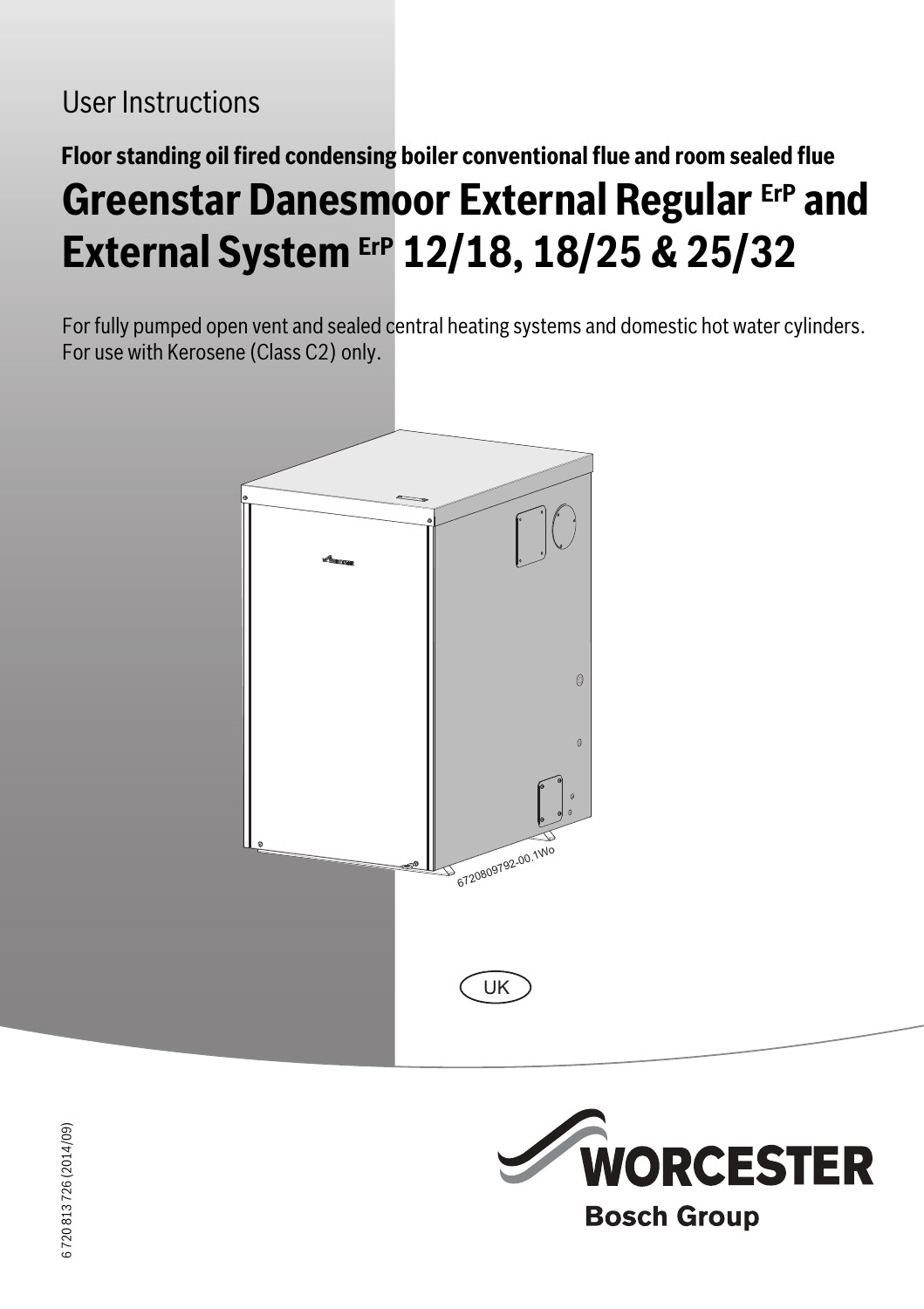User Instructions

**Floor standing oil fired condensing boiler conventional flue and room sealed flue**

# Greenstar Danesmoor External Regular ErP and External System ErP 12/18, 18/25 & 25/32

For fully pumped open vent and sealed central heating systems and domestic hot water cylinders. For use with Kerosene (Class C2) only.

6720809792-00.1Wo

UK

6 720 813 726 (2014/09)

WORCESTER

Bosch Group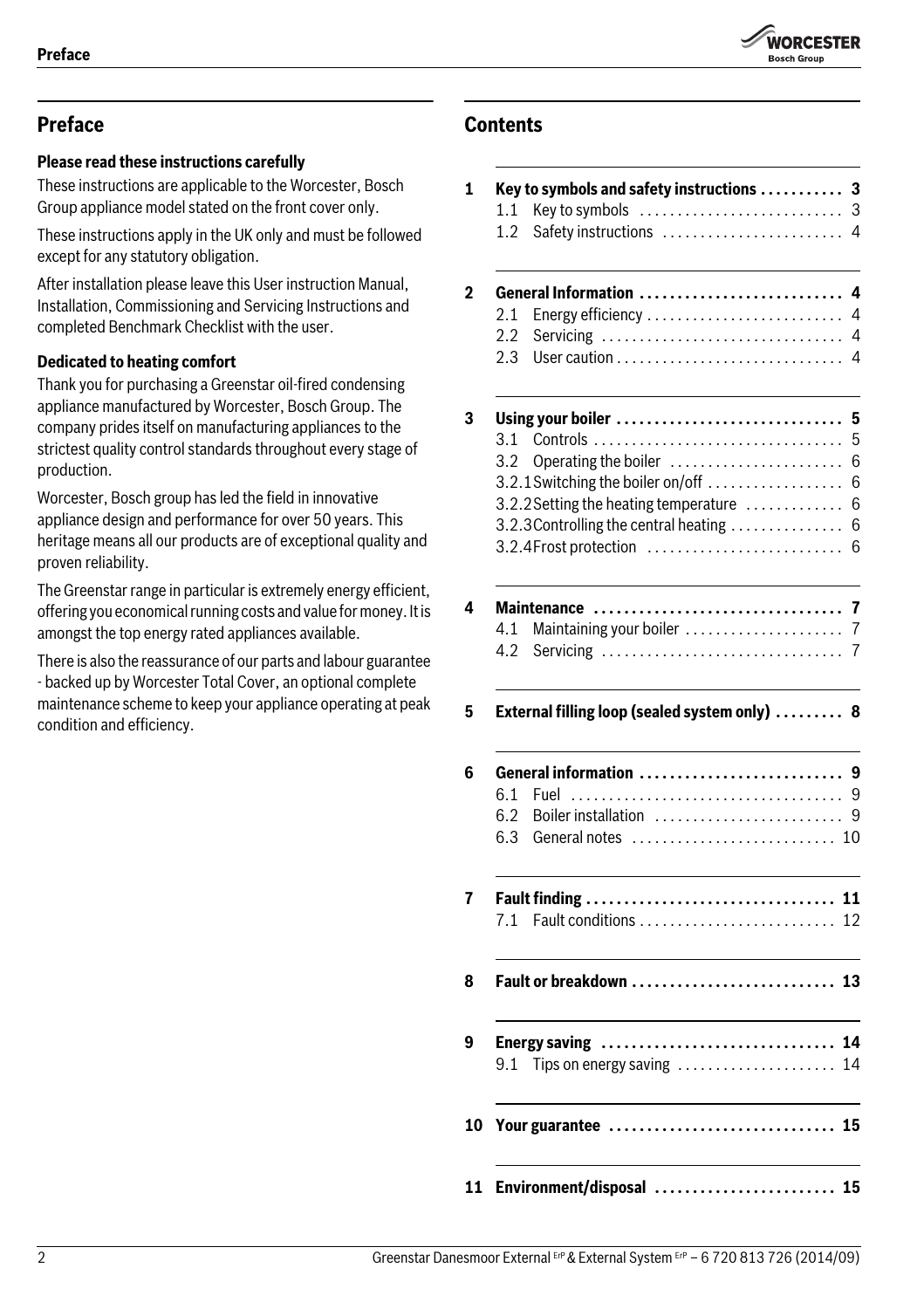## Preface

**Please read these instructions carefully**

These instructions are applicable to the Worcester, Bosch Group appliance model stated on the front cover only.

These instructions apply in the UK only and must be followed except for any statutory obligation.

After installation please leave this User instruction Manual, Installation, Commissioning and Servicing Instructions and completed Benchmark Checklist with the user.

**Dedicated to heating comfort**

Thank you for purchasing a Greenstar oil-fired condensing appliance manufactured by Worcester, Bosch Group. The company prides itself on manufacturing appliances to the strictest quality control standards throughout every stage of production.

Worcester, Bosch group has led the field in innovative appliance design and performance for over 50 years. This heritage means all our products are of exceptional quality and proven reliability.

The Greenstar range in particular is extremely energy efficient, offering you economical running costs and value for money. It is amongst the top energy rated appliances available.

There is also the reassurance of our parts and labour guarantee - backed up by Worcester Total Cover, an optional complete maintenance scheme to keep your appliance operating at peak condition and efficiency.

## Contents

**1 Key to symbols and safety instructions . . . . . . . . . . . 3**
- 1.1 Key to symbols . . . . . . . . . . . . . . . . . . . . . . . . . . 3
- 1.2 Safety instructions . . . . . . . . . . . . . . . . . . . . . . . 4

**2 General Information . . . . . . . . . . . . . . . . . . . . . . . . . . 4**
- 2.1 Energy efficiency . . . . . . . . . . . . . . . . . . . . . . . . . 4
- 2.2 Servicing . . . . . . . . . . . . . . . . . . . . . . . . . . . . . . . 4
- 2.3 User caution . . . . . . . . . . . . . . . . . . . . . . . . . . . . . 4

**3 Using your boiler . . . . . . . . . . . . . . . . . . . . . . . . . . . . 5**
- 3.1 Controls . . . . . . . . . . . . . . . . . . . . . . . . . . . . . . . . 5
- 3.2 Operating the boiler . . . . . . . . . . . . . . . . . . . . . . 6
- 3.2.1 Switching the boiler on/off . . . . . . . . . . . . . . . . . 6
- 3.2.2 Setting the heating temperature . . . . . . . . . . . . 6
- 3.2.3 Controlling the central heating . . . . . . . . . . . . . . 6
- 3.2.4 Frost protection . . . . . . . . . . . . . . . . . . . . . . . . . 6

**4 Maintenance . . . . . . . . . . . . . . . . . . . . . . . . . . . . . . . . 7**
- 4.1 Maintaining your boiler . . . . . . . . . . . . . . . . . . . . 7
- 4.2 Servicing . . . . . . . . . . . . . . . . . . . . . . . . . . . . . . . 7

**5 External filling loop (sealed system only) . . . . . . . . . 8**

**6 General information . . . . . . . . . . . . . . . . . . . . . . . . . . 9**
- 6.1 Fuel . . . . . . . . . . . . . . . . . . . . . . . . . . . . . . . . . . . 9
- 6.2 Boiler installation . . . . . . . . . . . . . . . . . . . . . . . . 9
- 6.3 General notes . . . . . . . . . . . . . . . . . . . . . . . . . . 10

**7 Fault finding . . . . . . . . . . . . . . . . . . . . . . . . . . . . . . . . 11**
- 7.1 Fault conditions . . . . . . . . . . . . . . . . . . . . . . . . . 12

**8 Fault or breakdown . . . . . . . . . . . . . . . . . . . . . . . . . . 13**

**9 Energy saving . . . . . . . . . . . . . . . . . . . . . . . . . . . . . . 14**
- 9.1 Tips on energy saving . . . . . . . . . . . . . . . . . . . . 14

**10 Your guarantee . . . . . . . . . . . . . . . . . . . . . . . . . . . . . 15**

**11 Environment/disposal . . . . . . . . . . . . . . . . . . . . . . . . 15**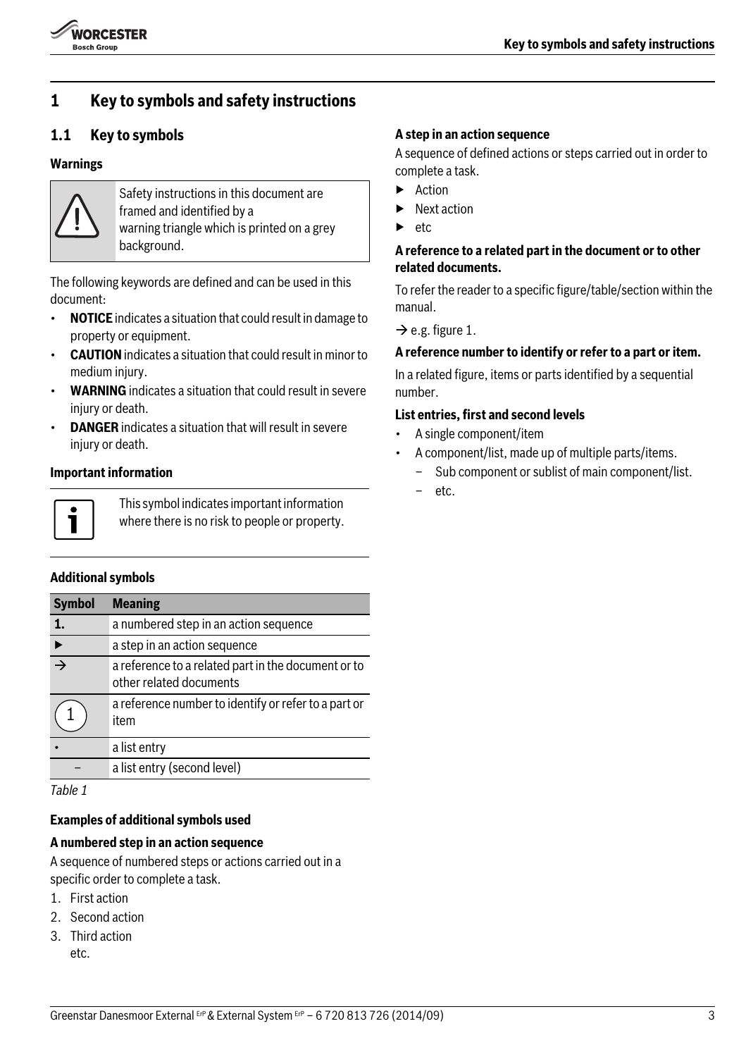# 1 Key to symbols and safety instructions

## 1.1 Key to symbols

### Warnings

Safety instructions in this document are framed and identified by a warning triangle which is printed on a grey background.

The following keywords are defined and can be used in this document:

- **NOTICE** indicates a situation that could result in damage to property or equipment.
- **CAUTION** indicates a situation that could result in minor to medium injury.
- **WARNING** indicates a situation that could result in severe injury or death.
- **DANGER** indicates a situation that will result in severe injury or death.

### Important information

This symbol indicates important information where there is no risk to people or property.

### Additional symbols

| Symbol | Meaning |
|---|---|
| 1. | a numbered step in an action sequence |
| ▶ | a step in an action sequence |
| → | a reference to a related part in the document or to other related documents |
| (1) | a reference number to identify or refer to a part or item |
| • | a list entry |
| – | a list entry (second level) |

*Table 1*

### Examples of additional symbols used

**A numbered step in an action sequence**

A sequence of numbered steps or actions carried out in a specific order to complete a task.

1. First action
2. Second action
3. Third action
   etc.

**A step in an action sequence**

A sequence of defined actions or steps carried out in order to complete a task.

- ▶ Action
- ▶ Next action
- ▶ etc

**A reference to a related part in the document or to other related documents.**

To refer the reader to a specific figure/table/section within the manual.

→ e.g. figure 1.

**A reference number to identify or refer to a part or item.**

In a related figure, items or parts identified by a sequential number.

**List entries, first and second levels**

- A single component/item
- A component/list, made up of multiple parts/items.
  - Sub component or sublist of main component/list.
  - etc.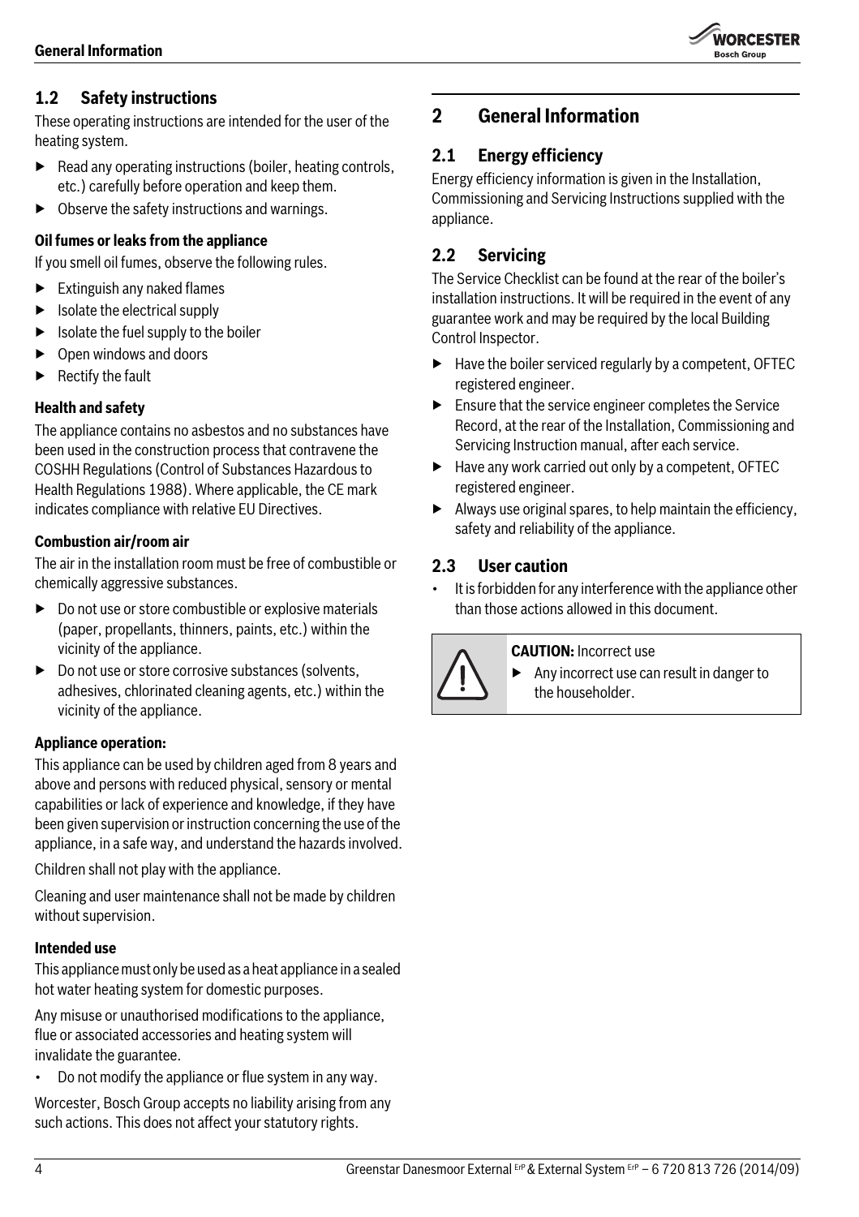## 1.2 Safety instructions

These operating instructions are intended for the user of the heating system.

- Read any operating instructions (boiler, heating controls, etc.) carefully before operation and keep them.
- Observe the safety instructions and warnings.

**Oil fumes or leaks from the appliance**

If you smell oil fumes, observe the following rules.

- Extinguish any naked flames
- Isolate the electrical supply
- Isolate the fuel supply to the boiler
- Open windows and doors
- Rectify the fault

**Health and safety**

The appliance contains no asbestos and no substances have been used in the construction process that contravene the COSHH Regulations (Control of Substances Hazardous to Health Regulations 1988). Where applicable, the CE mark indicates compliance with relative EU Directives.

**Combustion air/room air**

The air in the installation room must be free of combustible or chemically aggressive substances.

- Do not use or store combustible or explosive materials (paper, propellants, thinners, paints, etc.) within the vicinity of the appliance.
- Do not use or store corrosive substances (solvents, adhesives, chlorinated cleaning agents, etc.) within the vicinity of the appliance.

**Appliance operation:**

This appliance can be used by children aged from 8 years and above and persons with reduced physical, sensory or mental capabilities or lack of experience and knowledge, if they have been given supervision or instruction concerning the use of the appliance, in a safe way, and understand the hazards involved.

Children shall not play with the appliance.

Cleaning and user maintenance shall not be made by children without supervision.

**Intended use**

This appliance must only be used as a heat appliance in a sealed hot water heating system for domestic purposes.

Any misuse or unauthorised modifications to the appliance, flue or associated accessories and heating system will invalidate the guarantee.

- Do not modify the appliance or flue system in any way.

Worcester, Bosch Group accepts no liability arising from any such actions. This does not affect your statutory rights.

# 2 General Information

## 2.1 Energy efficiency

Energy efficiency information is given in the Installation, Commissioning and Servicing Instructions supplied with the appliance.

## 2.2 Servicing

The Service Checklist can be found at the rear of the boiler's installation instructions. It will be required in the event of any guarantee work and may be required by the local Building Control Inspector.

- Have the boiler serviced regularly by a competent, OFTEC registered engineer.
- Ensure that the service engineer completes the Service Record, at the rear of the Installation, Commissioning and Servicing Instruction manual, after each service.
- Have any work carried out only by a competent, OFTEC registered engineer.
- Always use original spares, to help maintain the efficiency, safety and reliability of the appliance.

## 2.3 User caution

- It is forbidden for any interference with the appliance other than those actions allowed in this document.

**CAUTION:** Incorrect use

- Any incorrect use can result in danger to the householder.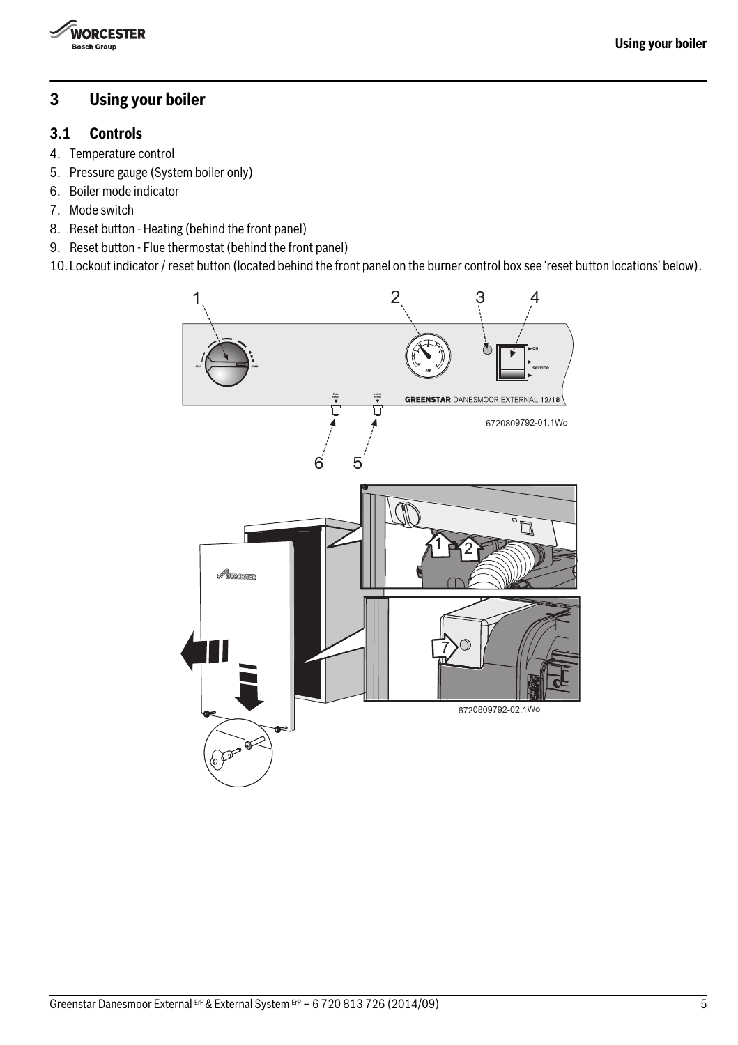# 3 Using your boiler

## 3.1 Controls

4. Temperature control
5. Pressure gauge (System boiler only)
6. Boiler mode indicator
7. Mode switch
8. Reset button - Heating (behind the front panel)
9. Reset button - Flue thermostat (behind the front panel)
10. Lockout indicator / reset button (located behind the front panel on the burner control box see 'reset button locations' below).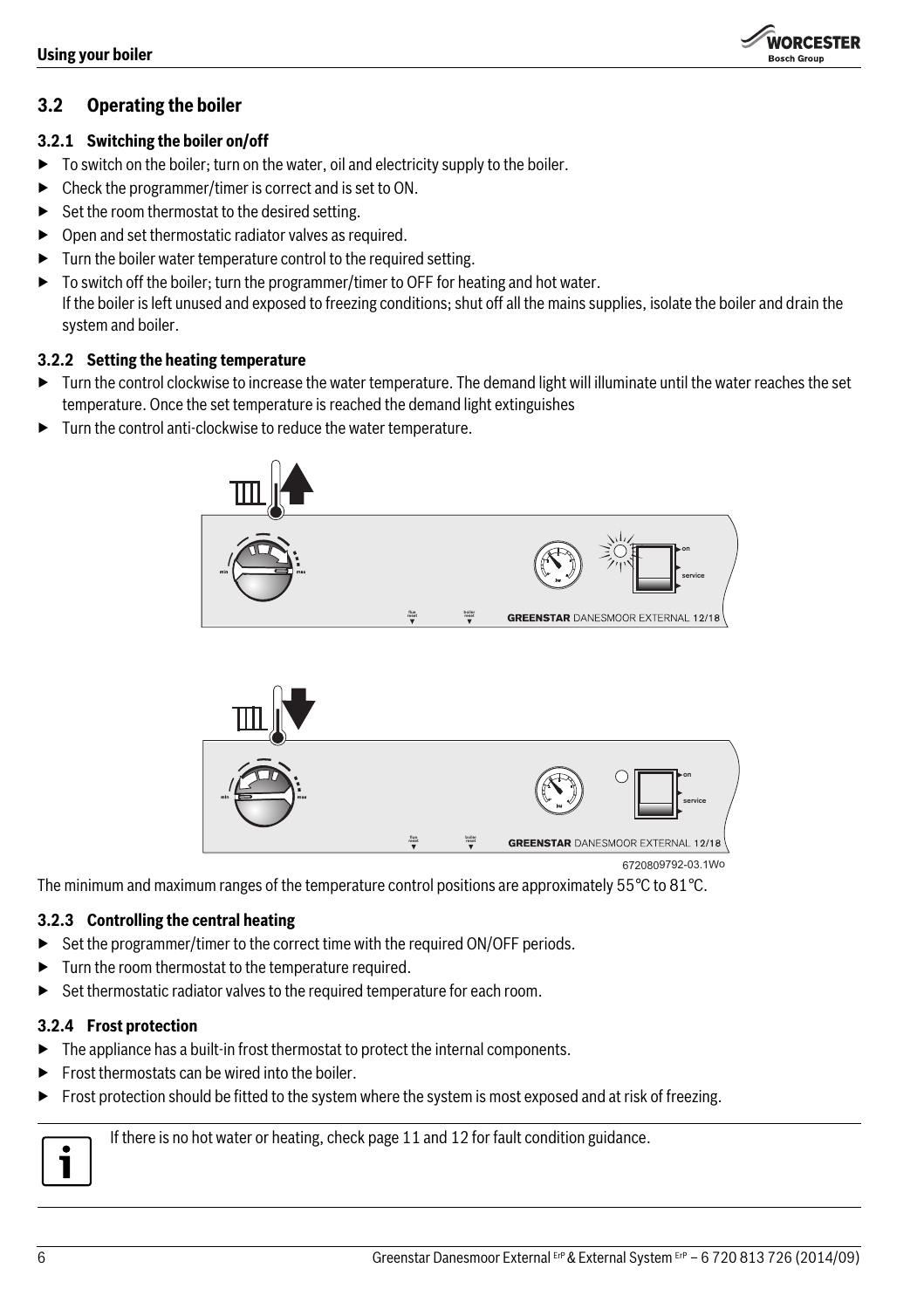## 3.2 Operating the boiler

### 3.2.1 Switching the boiler on/off

- To switch on the boiler; turn on the water, oil and electricity supply to the boiler.
- Check the programmer/timer is correct and is set to ON.
- Set the room thermostat to the desired setting.
- Open and set thermostatic radiator valves as required.
- Turn the boiler water temperature control to the required setting.
- To switch off the boiler; turn the programmer/timer to OFF for heating and hot water.
  If the boiler is left unused and exposed to freezing conditions; shut off all the mains supplies, isolate the boiler and drain the system and boiler.

### 3.2.2 Setting the heating temperature

- Turn the control clockwise to increase the water temperature. The demand light will illuminate until the water reaches the set temperature. Once the set temperature is reached the demand light extinguishes
- Turn the control anti-clockwise to reduce the water temperature.

6720809792-03.1Wo

The minimum and maximum ranges of the temperature control positions are approximately 55 °C to 81 °C.

### 3.2.3 Controlling the central heating

- Set the programmer/timer to the correct time with the required ON/OFF periods.
- Turn the room thermostat to the temperature required.
- Set thermostatic radiator valves to the required temperature for each room.

### 3.2.4 Frost protection

- The appliance has a built-in frost thermostat to protect the internal components.
- Frost thermostats can be wired into the boiler.
- Frost protection should be fitted to the system where the system is most exposed and at risk of freezing.

If there is no hot water or heating, check page 11 and 12 for fault condition guidance.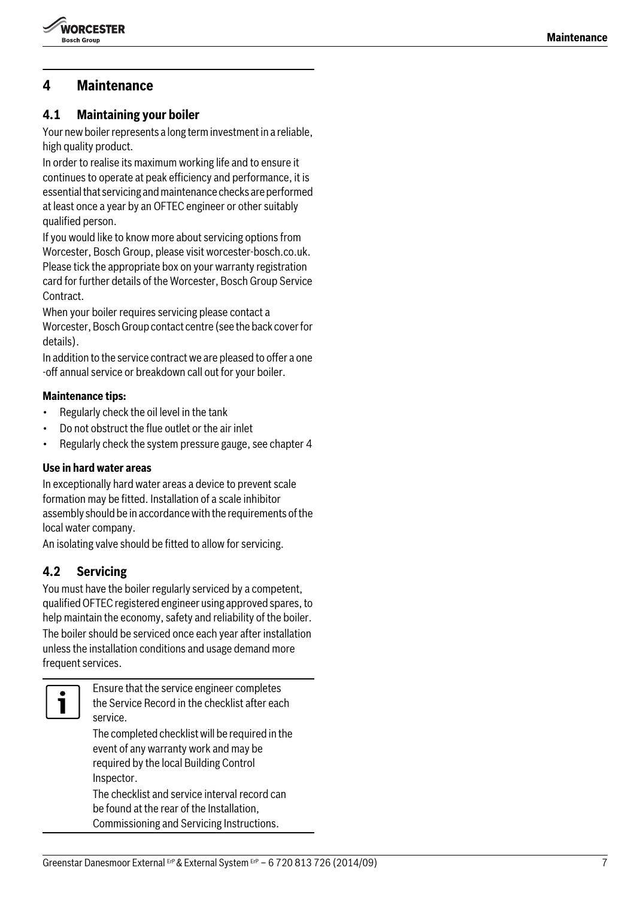# 4 Maintenance

## 4.1 Maintaining your boiler

Your new boiler represents a long term investment in a reliable, high quality product.

In order to realise its maximum working life and to ensure it continues to operate at peak efficiency and performance, it is essential that servicing and maintenance checks are performed at least once a year by an OFTEC engineer or other suitably qualified person.

If you would like to know more about servicing options from Worcester, Bosch Group, please visit worcester-bosch.co.uk. Please tick the appropriate box on your warranty registration card for further details of the Worcester, Bosch Group Service Contract.

When your boiler requires servicing please contact a Worcester, Bosch Group contact centre (see the back cover for details).

In addition to the service contract we are pleased to offer a one -off annual service or breakdown call out for your boiler.

**Maintenance tips:**

- Regularly check the oil level in the tank
- Do not obstruct the flue outlet or the air inlet
- Regularly check the system pressure gauge, see chapter 4

**Use in hard water areas**

In exceptionally hard water areas a device to prevent scale formation may be fitted. Installation of a scale inhibitor assembly should be in accordance with the requirements of the local water company.

An isolating valve should be fitted to allow for servicing.

## 4.2 Servicing

You must have the boiler regularly serviced by a competent, qualified OFTEC registered engineer using approved spares, to help maintain the economy, safety and reliability of the boiler.

The boiler should be serviced once each year after installation unless the installation conditions and usage demand more frequent services.

> Ensure that the service engineer completes the Service Record in the checklist after each service.
>
> The completed checklist will be required in the event of any warranty work and may be required by the local Building Control Inspector.
>
> The checklist and service interval record can be found at the rear of the Installation, Commissioning and Servicing Instructions.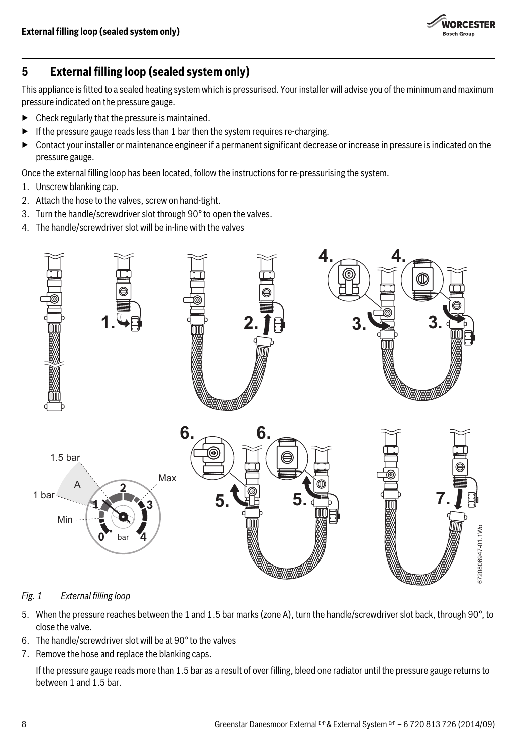## 5 External filling loop (sealed system only)

This appliance is fitted to a sealed heating system which is pressurised. Your installer will advise you of the minimum and maximum pressure indicated on the pressure gauge.

- Check regularly that the pressure is maintained.
- If the pressure gauge reads less than 1 bar then the system requires re-charging.
- Contact your installer or maintenance engineer if a permanent significant decrease or increase in pressure is indicated on the pressure gauge.

Once the external filling loop has been located, follow the instructions for re-pressurising the system.

1. Unscrew blanking cap.
2. Attach the hose to the valves, screw on hand-tight.
3. Turn the handle/screwdriver slot through 90° to open the valves.
4. The handle/screwdriver slot will be in-line with the valves

*Fig. 1 External filling loop*

5. When the pressure reaches between the 1 and 1.5 bar marks (zone A), turn the handle/screwdriver slot back, through 90°, to close the valve.
6. The handle/screwdriver slot will be at 90° to the valves
7. Remove the hose and replace the blanking caps.

   If the pressure gauge reads more than 1.5 bar as a result of over filling, bleed one radiator until the pressure gauge returns to between 1 and 1.5 bar.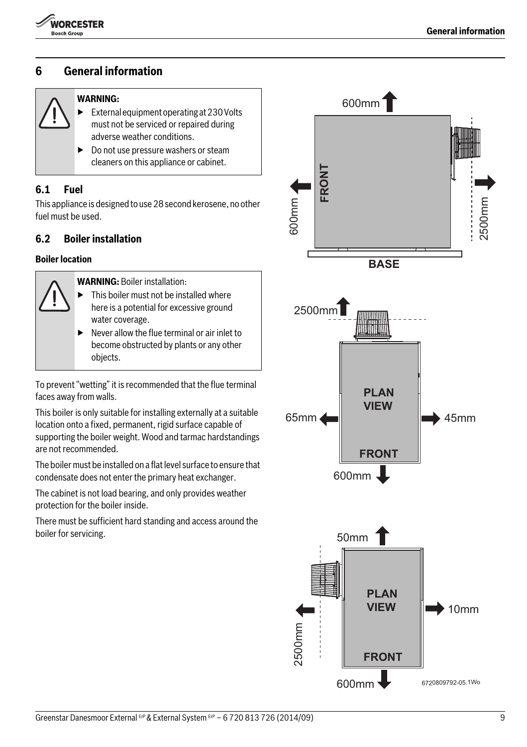# 6 General information

**WARNING:**

- External equipment operating at 230 Volts must not be serviced or repaired during adverse weather conditions.
- Do not use pressure washers or steam cleaners on this appliance or cabinet.

## 6.1 Fuel

This appliance is designed to use 28 second kerosene, no other fuel must be used.

## 6.2 Boiler installation

**Boiler location**

**WARNING:** Boiler installation:

- This boiler must not be installed where here is a potential for excessive ground water coverage.
- Never allow the flue terminal or air inlet to become obstructed by plants or any other objects.

To prevent "wetting" it is recommended that the flue terminal faces away from walls.

This boiler is only suitable for installing externally at a suitable location onto a fixed, permanent, rigid surface capable of supporting the boiler weight. Wood and tarmac hardstandings are not recommended.

The boiler must be installed on a flat level surface to ensure that condensate does not enter the primary heat exchanger.

The cabinet is not load bearing, and only provides weather protection for the boiler inside.

There must be sufficient hard standing and access around the boiler for servicing.

600mm FRONT 600mm 2500mm BASE

2500mm PLAN VIEW 65mm 45mm FRONT 600mm

50mm PLAN VIEW 10mm 2500mm FRONT 600mm

6720809792-05.1Wo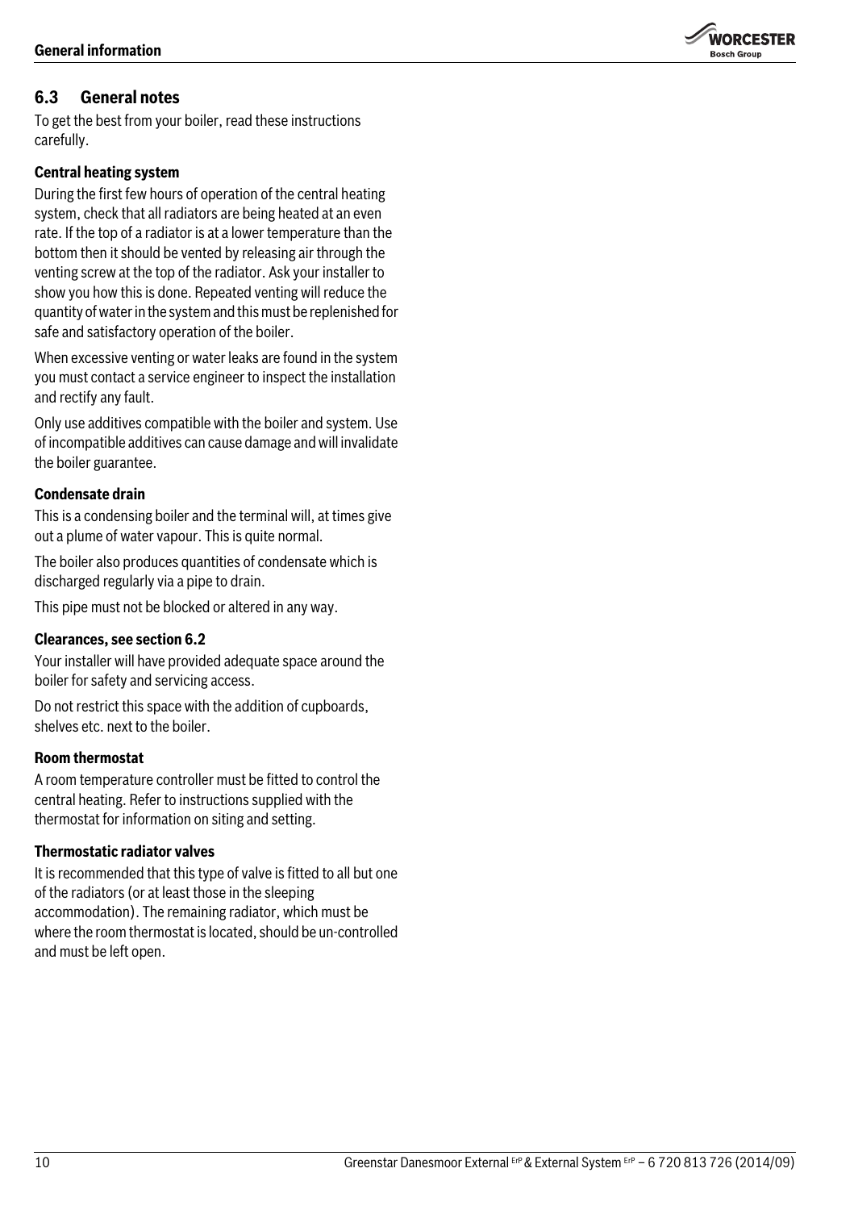## 6.3 General notes

To get the best from your boiler, read these instructions carefully.

### Central heating system

During the first few hours of operation of the central heating system, check that all radiators are being heated at an even rate. If the top of a radiator is at a lower temperature than the bottom then it should be vented by releasing air through the venting screw at the top of the radiator. Ask your installer to show you how this is done. Repeated venting will reduce the quantity of water in the system and this must be replenished for safe and satisfactory operation of the boiler.

When excessive venting or water leaks are found in the system you must contact a service engineer to inspect the installation and rectify any fault.

Only use additives compatible with the boiler and system. Use of incompatible additives can cause damage and will invalidate the boiler guarantee.

### Condensate drain

This is a condensing boiler and the terminal will, at times give out a plume of water vapour. This is quite normal.

The boiler also produces quantities of condensate which is discharged regularly via a pipe to drain.

This pipe must not be blocked or altered in any way.

### Clearances, see section 6.2

Your installer will have provided adequate space around the boiler for safety and servicing access.

Do not restrict this space with the addition of cupboards, shelves etc. next to the boiler.

### Room thermostat

A room temperature controller must be fitted to control the central heating. Refer to instructions supplied with the thermostat for information on siting and setting.

### Thermostatic radiator valves

It is recommended that this type of valve is fitted to all but one of the radiators (or at least those in the sleeping accommodation). The remaining radiator, which must be where the room thermostat is located, should be un-controlled and must be left open.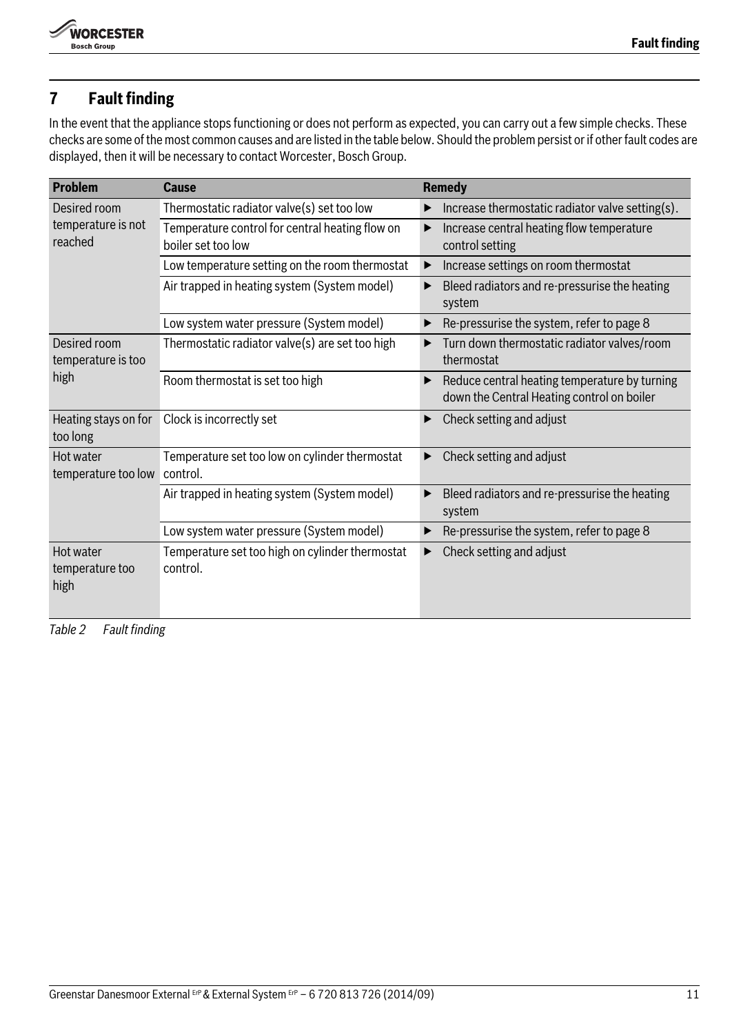## 7 Fault finding

In the event that the appliance stops functioning or does not perform as expected, you can carry out a few simple checks. These checks are some of the most common causes and are listed in the table below. Should the problem persist or if other fault codes are displayed, then it will be necessary to contact Worcester, Bosch Group.

| Problem | Cause | Remedy |
|---|---|---|
| Desired room temperature is not reached | Thermostatic radiator valve(s) set too low | ▶ Increase thermostatic radiator valve setting(s). |
| | Temperature control for central heating flow on boiler set too low | ▶ Increase central heating flow temperature control setting |
| | Low temperature setting on the room thermostat | ▶ Increase settings on room thermostat |
| | Air trapped in heating system (System model) | ▶ Bleed radiators and re-pressurise the heating system |
| | Low system water pressure (System model) | ▶ Re-pressurise the system, refer to page 8 |
| Desired room temperature is too high | Thermostatic radiator valve(s) are set too high | ▶ Turn down thermostatic radiator valves/room thermostat |
| | Room thermostat is set too high | ▶ Reduce central heating temperature by turning down the Central Heating control on boiler |
| Heating stays on for too long | Clock is incorrectly set | ▶ Check setting and adjust |
| Hot water temperature too low | Temperature set too low on cylinder thermostat control. | ▶ Check setting and adjust |
| | Air trapped in heating system (System model) | ▶ Bleed radiators and re-pressurise the heating system |
| | Low system water pressure (System model) | ▶ Re-pressurise the system, refer to page 8 |
| Hot water temperature too high | Temperature set too high on cylinder thermostat control. | ▶ Check setting and adjust |

*Table 2 Fault finding*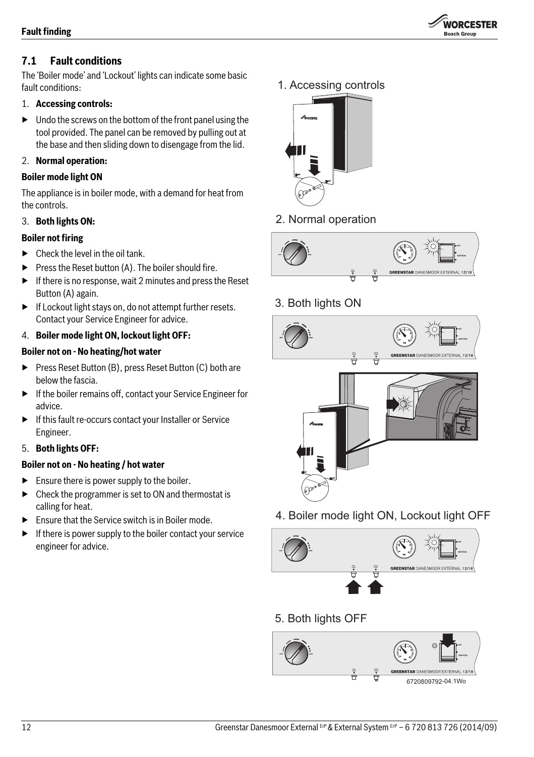## 7.1 Fault conditions

The 'Boiler mode' and 'Lockout' lights can indicate some basic fault conditions:

1. **Accessing controls:**

- Undo the screws on the bottom of the front panel using the tool provided. The panel can be removed by pulling out at the base and then sliding down to disengage from the lid.

2. **Normal operation:**

**Boiler mode light ON**

The appliance is in boiler mode, with a demand for heat from the controls.

3. **Both lights ON:**

**Boiler not firing**

- Check the level in the oil tank.
- Press the Reset button (A). The boiler should fire.
- If there is no response, wait 2 minutes and press the Reset Button (A) again.
- If Lockout light stays on, do not attempt further resets. Contact your Service Engineer for advice.

4. **Boiler mode light ON, lockout light OFF:**

**Boiler not on - No heating/hot water**

- Press Reset Button (B), press Reset Button (C) both are below the fascia.
- If the boiler remains off, contact your Service Engineer for advice.
- If this fault re-occurs contact your Installer or Service Engineer.

5. **Both lights OFF:**

**Boiler not on - No heating / hot water**

- Ensure there is power supply to the boiler.
- Check the programmer is set to ON and thermostat is calling for heat.
- Ensure that the Service switch is in Boiler mode.
- If there is power supply to the boiler contact your service engineer for advice.

1. Accessing controls

2. Normal operation

3. Both lights ON

4. Boiler mode light ON, Lockout light OFF

5. Both lights OFF

6720809792-04.1Wo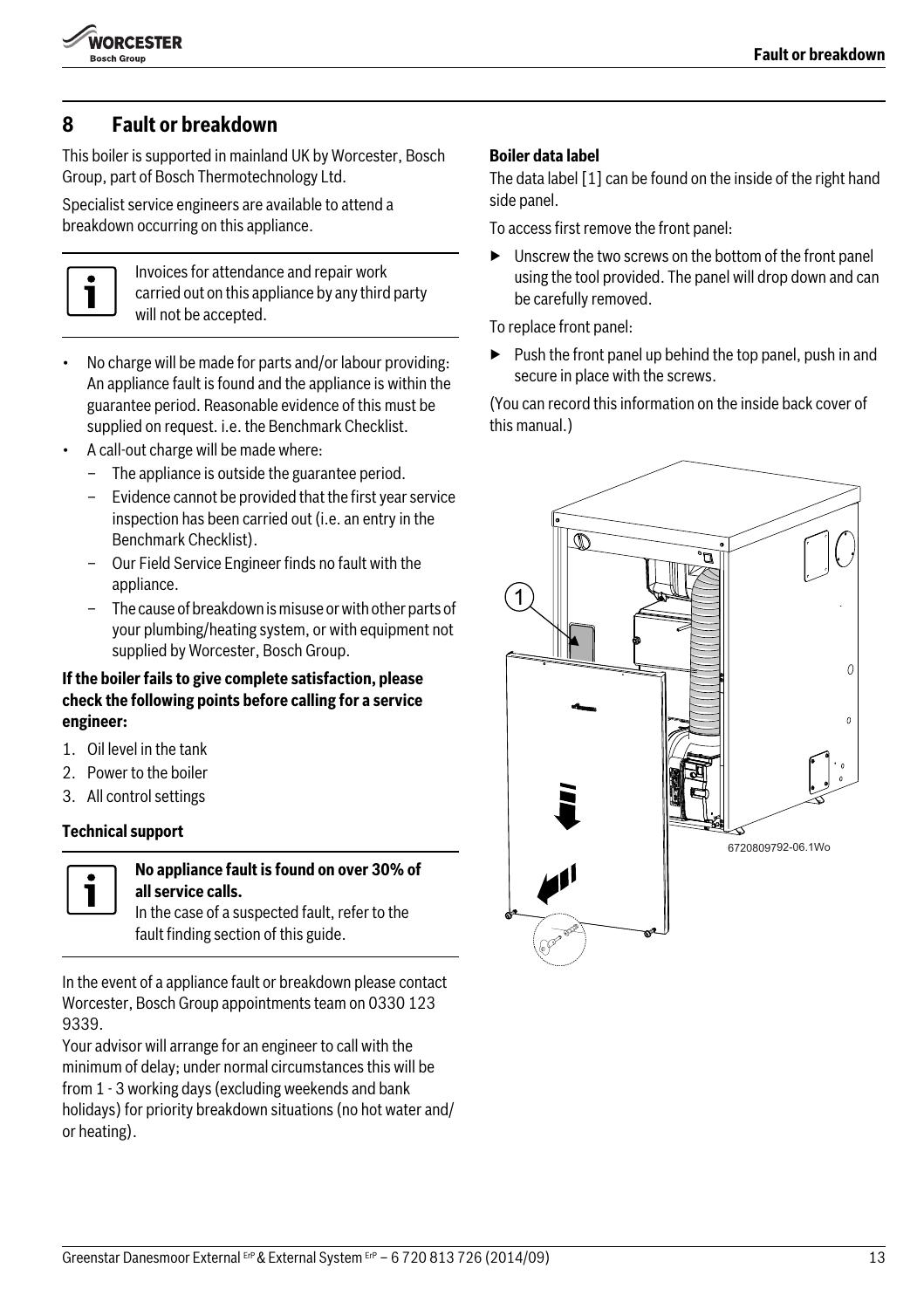## 8 Fault or breakdown

This boiler is supported in mainland UK by Worcester, Bosch Group, part of Bosch Thermotechnology Ltd.

Specialist service engineers are available to attend a breakdown occurring on this appliance.

> Invoices for attendance and repair work carried out on this appliance by any third party will not be accepted.

- No charge will be made for parts and/or labour providing: An appliance fault is found and the appliance is within the guarantee period. Reasonable evidence of this must be supplied on request. i.e. the Benchmark Checklist.
- A call-out charge will be made where:
  - The appliance is outside the guarantee period.
  - Evidence cannot be provided that the first year service inspection has been carried out (i.e. an entry in the Benchmark Checklist).
  - Our Field Service Engineer finds no fault with the appliance.
  - The cause of breakdown is misuse or with other parts of your plumbing/heating system, or with equipment not supplied by Worcester, Bosch Group.

**If the boiler fails to give complete satisfaction, please check the following points before calling for a service engineer:**

1. Oil level in the tank
2. Power to the boiler
3. All control settings

**Technical support**

> **No appliance fault is found on over 30% of all service calls.**
> In the case of a suspected fault, refer to the fault finding section of this guide.

In the event of a appliance fault or breakdown please contact Worcester, Bosch Group appointments team on 0330 123 9339.
Your advisor will arrange for an engineer to call with the minimum of delay; under normal circumstances this will be from 1 - 3 working days (excluding weekends and bank holidays) for priority breakdown situations (no hot water and/ or heating).

**Boiler data label**

The data label [1] can be found on the inside of the right hand side panel.

To access first remove the front panel:

- ▶ Unscrew the two screws on the bottom of the front panel using the tool provided. The panel will drop down and can be carefully removed.

To replace front panel:

- ▶ Push the front panel up behind the top panel, push in and secure in place with the screws.

(You can record this information on the inside back cover of this manual.)

6720809792-06.1Wo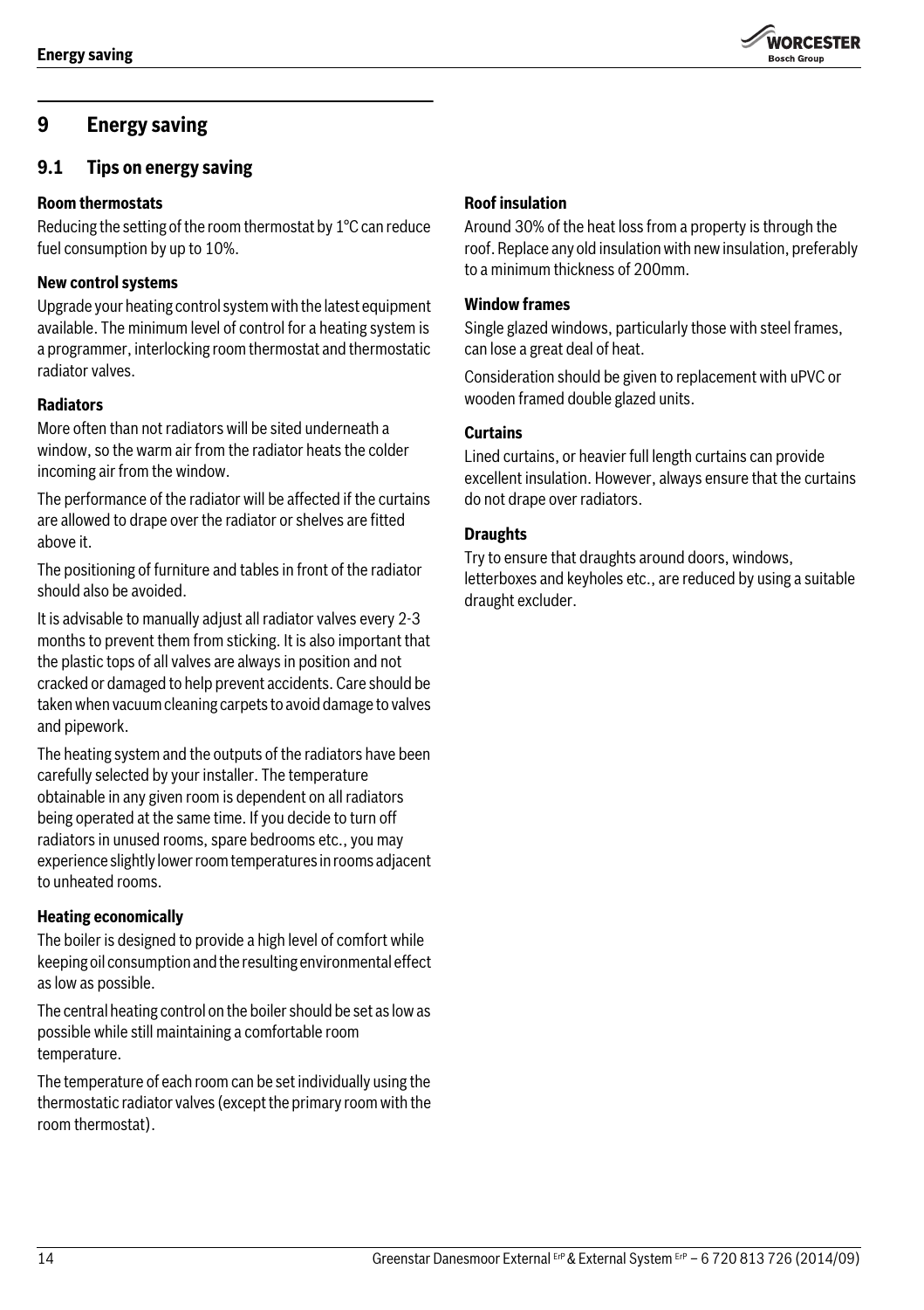# 9 Energy saving

## 9.1 Tips on energy saving

**Room thermostats**

Reducing the setting of the room thermostat by 1°C can reduce fuel consumption by up to 10%.

**New control systems**

Upgrade your heating control system with the latest equipment available. The minimum level of control for a heating system is a programmer, interlocking room thermostat and thermostatic radiator valves.

**Radiators**

More often than not radiators will be sited underneath a window, so the warm air from the radiator heats the colder incoming air from the window.

The performance of the radiator will be affected if the curtains are allowed to drape over the radiator or shelves are fitted above it.

The positioning of furniture and tables in front of the radiator should also be avoided.

It is advisable to manually adjust all radiator valves every 2-3 months to prevent them from sticking. It is also important that the plastic tops of all valves are always in position and not cracked or damaged to help prevent accidents. Care should be taken when vacuum cleaning carpets to avoid damage to valves and pipework.

The heating system and the outputs of the radiators have been carefully selected by your installer. The temperature obtainable in any given room is dependent on all radiators being operated at the same time. If you decide to turn off radiators in unused rooms, spare bedrooms etc., you may experience slightly lower room temperatures in rooms adjacent to unheated rooms.

**Heating economically**

The boiler is designed to provide a high level of comfort while keeping oil consumption and the resulting environmental effect as low as possible.

The central heating control on the boiler should be set as low as possible while still maintaining a comfortable room temperature.

The temperature of each room can be set individually using the thermostatic radiator valves (except the primary room with the room thermostat).

**Roof insulation**

Around 30% of the heat loss from a property is through the roof. Replace any old insulation with new insulation, preferably to a minimum thickness of 200mm.

**Window frames**

Single glazed windows, particularly those with steel frames, can lose a great deal of heat.

Consideration should be given to replacement with uPVC or wooden framed double glazed units.

**Curtains**

Lined curtains, or heavier full length curtains can provide excellent insulation. However, always ensure that the curtains do not drape over radiators.

**Draughts**

Try to ensure that draughts around doors, windows, letterboxes and keyholes etc., are reduced by using a suitable draught excluder.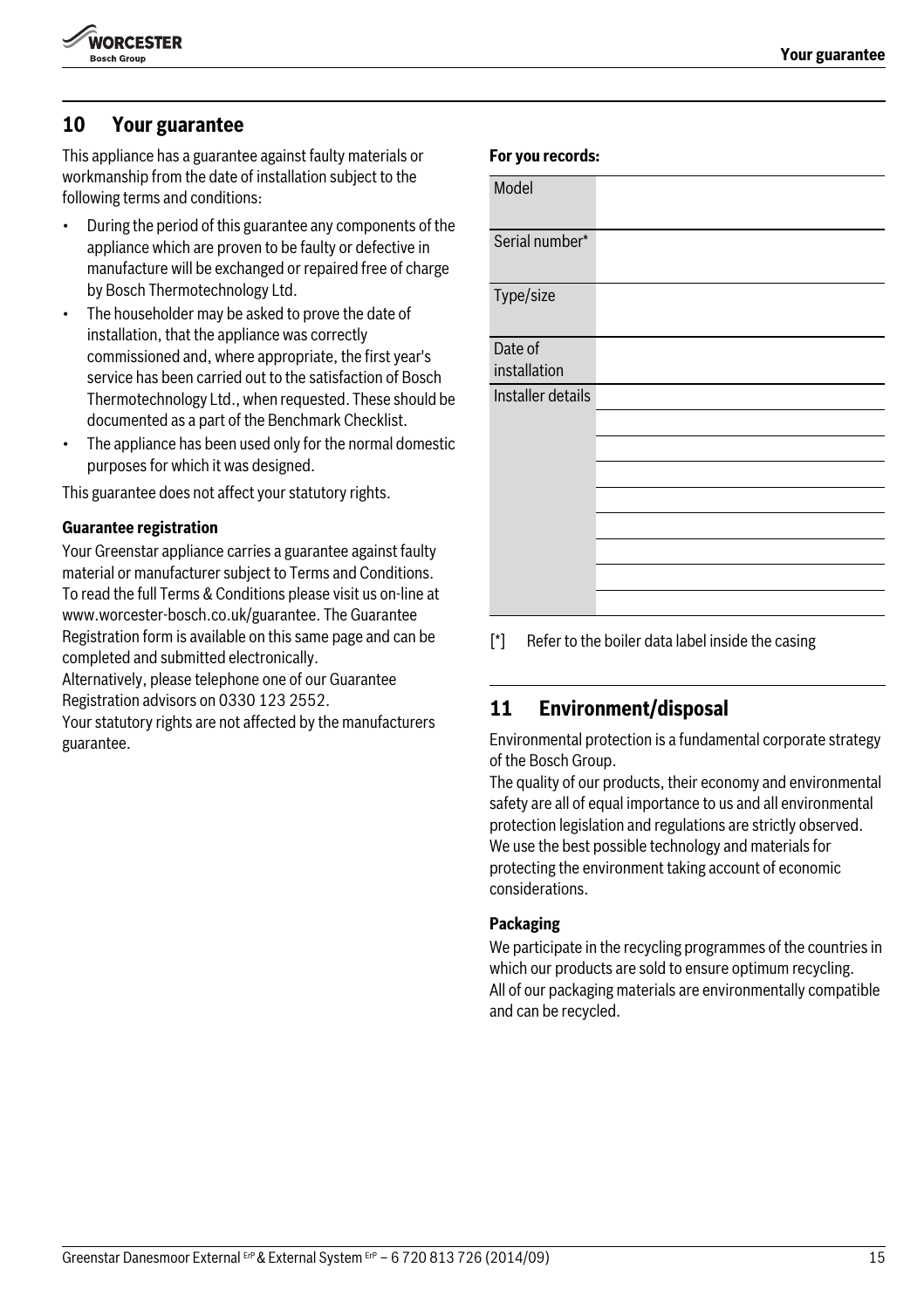## 10 Your guarantee

This appliance has a guarantee against faulty materials or workmanship from the date of installation subject to the following terms and conditions:

- During the period of this guarantee any components of the appliance which are proven to be faulty or defective in manufacture will be exchanged or repaired free of charge by Bosch Thermotechnology Ltd.
- The householder may be asked to prove the date of installation, that the appliance was correctly commissioned and, where appropriate, the first year's service has been carried out to the satisfaction of Bosch Thermotechnology Ltd., when requested. These should be documented as a part of the Benchmark Checklist.
- The appliance has been used only for the normal domestic purposes for which it was designed.

This guarantee does not affect your statutory rights.

**Guarantee registration**

Your Greenstar appliance carries a guarantee against faulty material or manufacturer subject to Terms and Conditions. To read the full Terms & Conditions please visit us on-line at www.worcester-bosch.co.uk/guarantee. The Guarantee Registration form is available on this same page and can be completed and submitted electronically.
Alternatively, please telephone one of our Guarantee Registration advisors on 0330 123 2552.
Your statutory rights are not affected by the manufacturers guarantee.

**For you records:**

| Model | |
|---|---|
| Serial number* | |
| Type/size | |
| Date of installation | |
| Installer details | |
| | |
| | |
| | |
| | |
| | |
| | |
| | |
| | |

[*] Refer to the boiler data label inside the casing

## 11 Environment/disposal

Environmental protection is a fundamental corporate strategy of the Bosch Group.
The quality of our products, their economy and environmental safety are all of equal importance to us and all environmental protection legislation and regulations are strictly observed.
We use the best possible technology and materials for protecting the environment taking account of economic considerations.

**Packaging**

We participate in the recycling programmes of the countries in which our products are sold to ensure optimum recycling.
All of our packaging materials are environmentally compatible and can be recycled.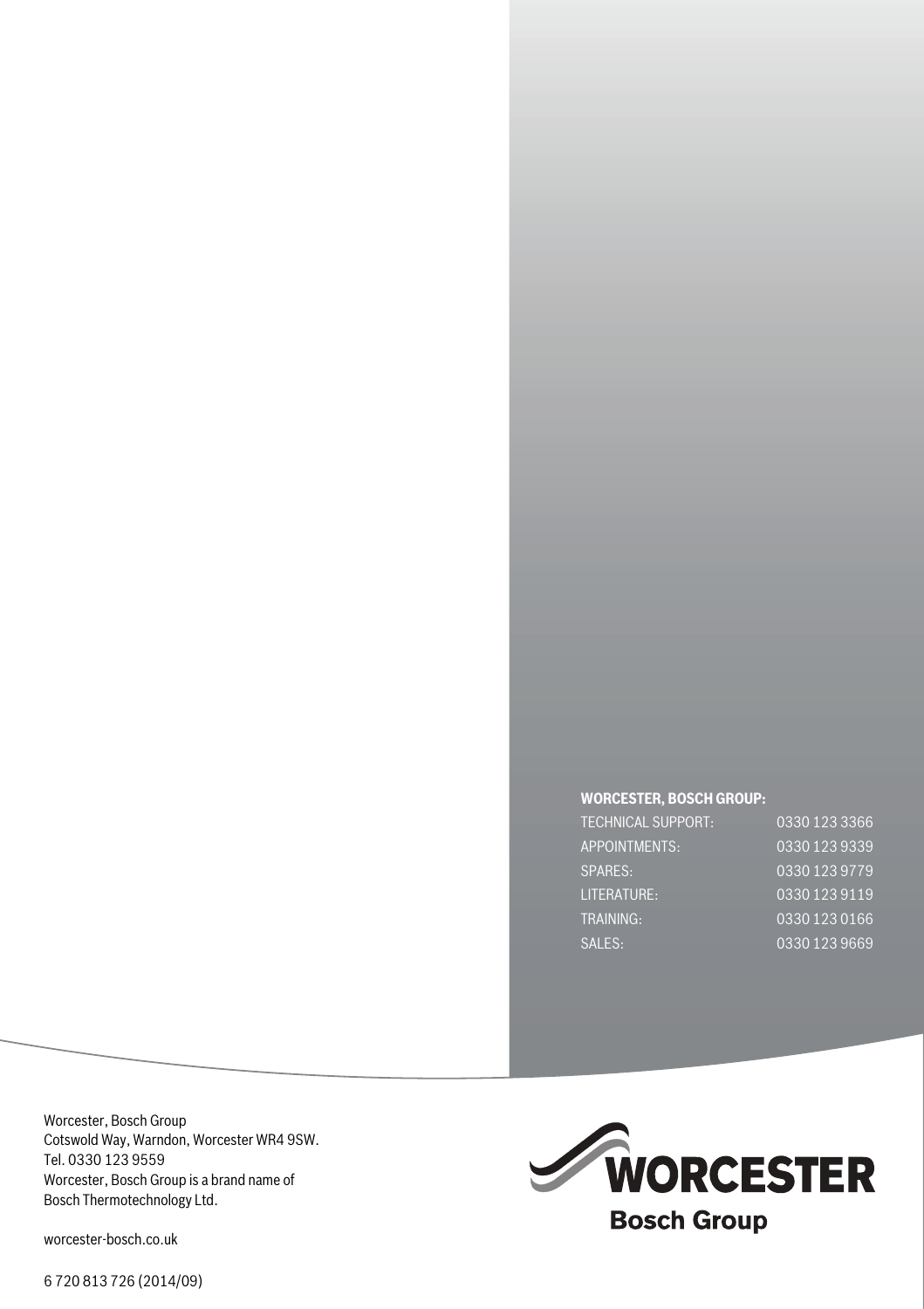**WORCESTER, BOSCH GROUP:**

| | |
|---|---|
| TECHNICAL SUPPORT: | 0330 123 3366 |
| APPOINTMENTS: | 0330 123 9339 |
| SPARES: | 0330 123 9779 |
| LITERATURE: | 0330 123 9119 |
| TRAINING: | 0330 123 0166 |
| SALES: | 0330 123 9669 |

Worcester, Bosch Group
Cotswold Way, Warndon, Worcester WR4 9SW.
Tel. 0330 123 9559
Worcester, Bosch Group is a brand name of
Bosch Thermotechnology Ltd.

worcester-bosch.co.uk

WORCESTER
Bosch Group

6 720 813 726 (2014/09)